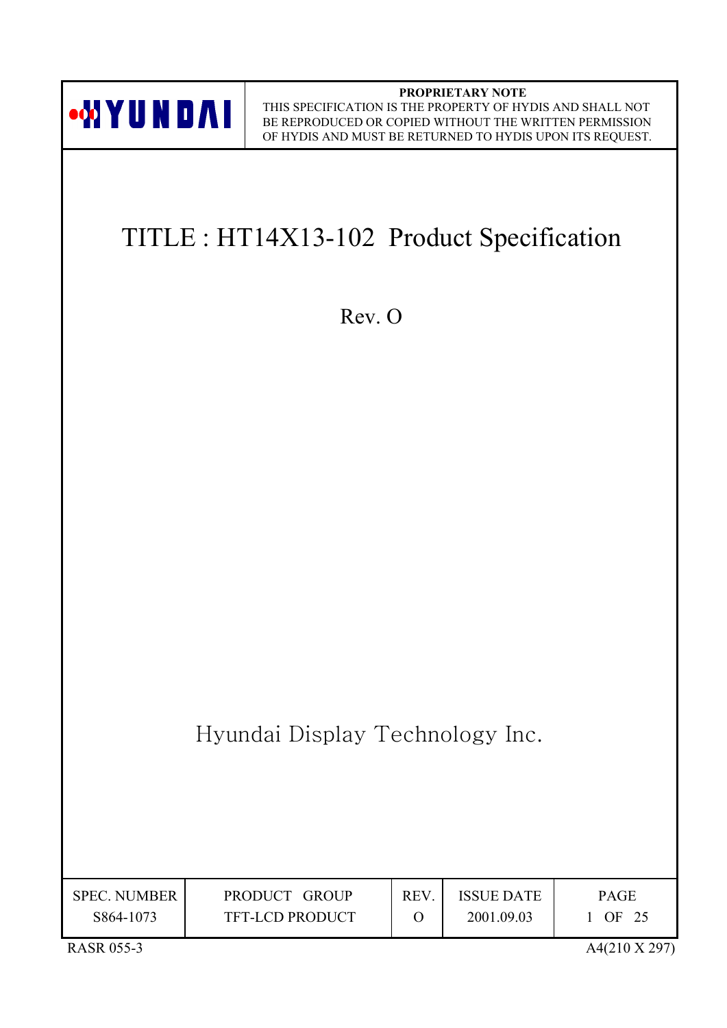HYUNDAI

**PROPRIETARY NOTE**
THIS SPECIFICATION IS THE PROPERTY OF HYDIS AND SHALL NOT BE REPRODUCED OR COPIED WITHOUT THE WRITTEN PERMISSION OF HYDIS AND MUST BE RETURNED TO HYDIS UPON ITS REQUEST.

# TITLE : HT14X13-102 Product Specification

Rev. O

Hyundai Display Technology Inc.

| SPEC. NUMBER | PRODUCT GROUP | REV. | ISSUE DATE | PAGE |
| --- | --- | --- | --- | --- |
| S864-1073 | TFT-LCD PRODUCT | O | 2001.09.03 | 1 OF 25 |

RASR 055-3

A4(210 X 297)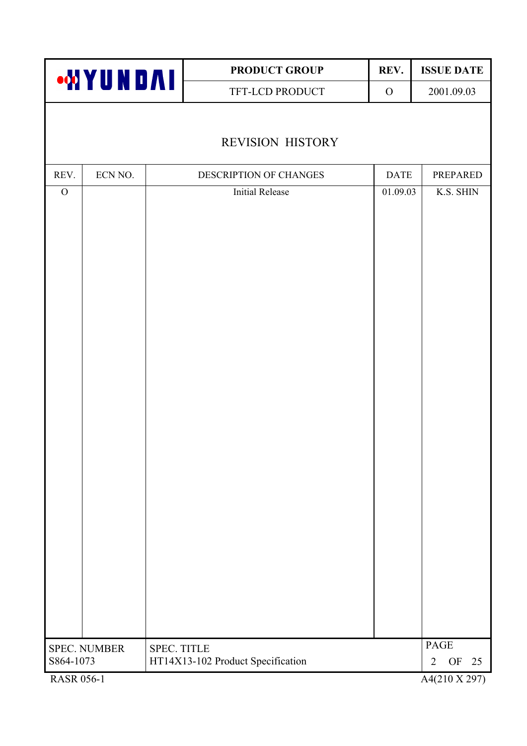# REVISION HISTORY

| REV. | ECN NO. | DESCRIPTION OF CHANGES | DATE | PREPARED |
|---|---|---|---|---|
| O | | Initial Release | 01.09.03 | K.S. SHIN |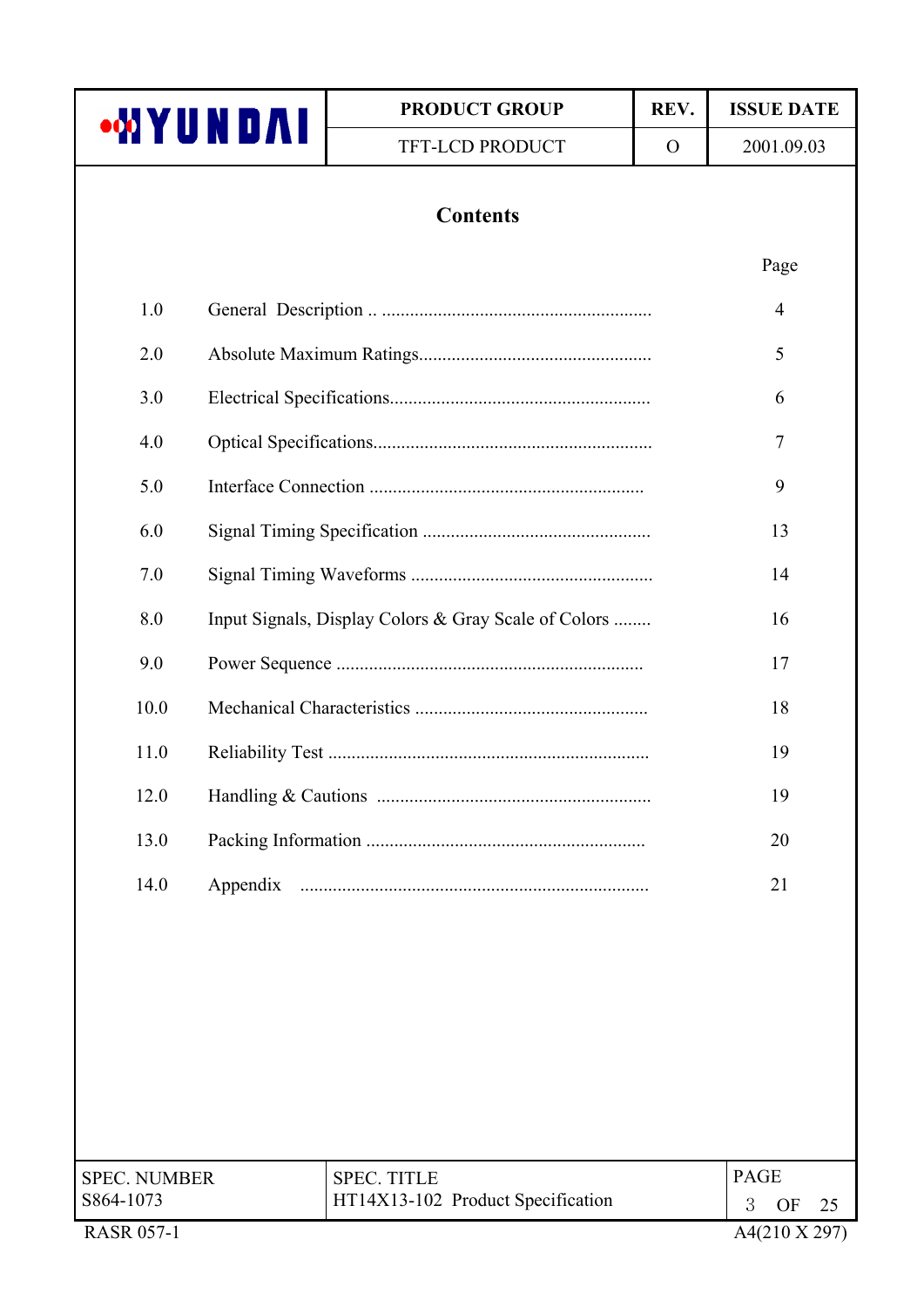# Contents

| | | Page |
|---|---|---|
| 1.0 | General Description | 4 |
| 2.0 | Absolute Maximum Ratings | 5 |
| 3.0 | Electrical Specifications | 6 |
| 4.0 | Optical Specifications | 7 |
| 5.0 | Interface Connection | 9 |
| 6.0 | Signal Timing Specification | 13 |
| 7.0 | Signal Timing Waveforms | 14 |
| 8.0 | Input Signals, Display Colors & Gray Scale of Colors | 16 |
| 9.0 | Power Sequence | 17 |
| 10.0 | Mechanical Characteristics | 18 |
| 11.0 | Reliability Test | 19 |
| 12.0 | Handling & Cautions | 19 |
| 13.0 | Packing Information | 20 |
| 14.0 | Appendix | 21 |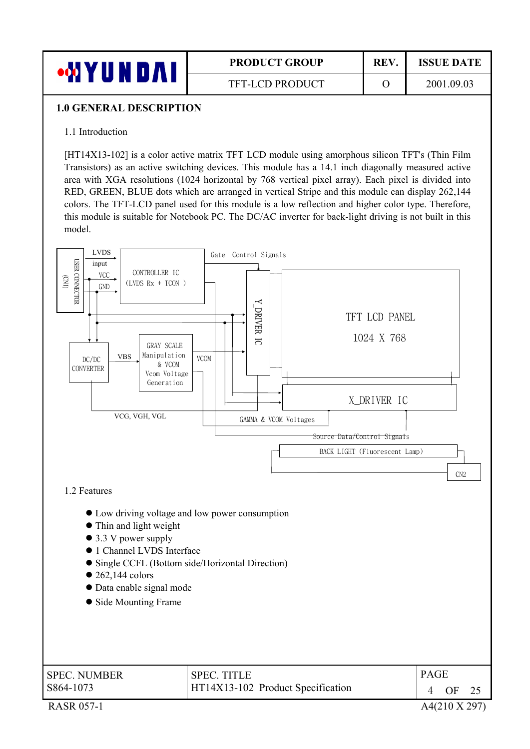## 1.0 GENERAL DESCRIPTION

1.1 Introduction

[HT14X13-102] is a color active matrix TFT LCD module using amorphous silicon TFT's (Thin Film Transistors) as an active switching devices. This module has a 14.1 inch diagonally measured active area with XGA resolutions (1024 horizontal by 768 vertical pixel array). Each pixel is divided into RED, GREEN, BLUE dots which are arranged in vertical Stripe and this module can display 262,144 colors. The TFT-LCD panel used for this module is a low reflection and higher color type. Therefore, this module is suitable for Notebook PC. The DC/AC inverter for back-light driving is not built in this model.

USER CONNECTOR (CN1)
LVDS input
VCC
GND
CONTROLLER IC (LVDS Rx + TCON )
Gate Control Signals
Y_DRIVER IC
TFT LCD PANEL 1024 X 768
DC/DC CONVERTER
VBS
GRAY SCALE Manipulation & VCOM Vcom Voltage Generation
VCOM
X_DRIVER IC
VCG, VGH, VGL
GAMMA & VCOM Voltages
Source Data/Control Signals
BACK LIGHT (Fluorescent Lamp)
CN2

1.2 Features

- Low driving voltage and low power consumption
- Thin and light weight
- 3.3 V power supply
- 1 Channel LVDS Interface
- Single CCFL (Bottom side/Horizontal Direction)
- 262,144 colors
- Data enable signal mode
- Side Mounting Frame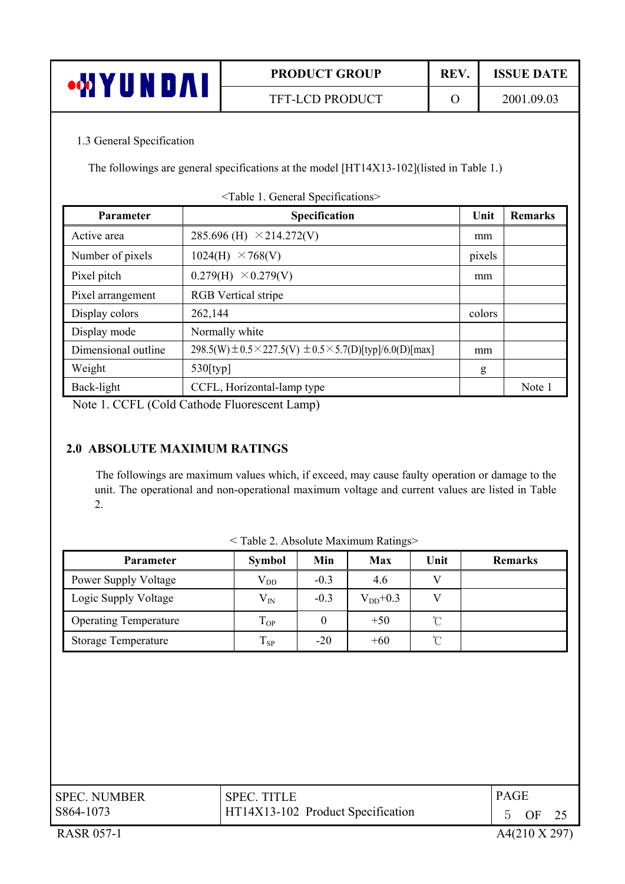### 1.3 General Specification

The followings are general specifications at the model [HT14X13-102](listed in Table 1.)

<Table 1. General Specifications>

| Parameter | Specification | Unit | Remarks |
|---|---|---|---|
| Active area | 285.696 (H) × 214.272(V) | mm | |
| Number of pixels | 1024(H) × 768(V) | pixels | |
| Pixel pitch | 0.279(H) × 0.279(V) | mm | |
| Pixel arrangement | RGB Vertical stripe | | |
| Display colors | 262,144 | colors | |
| Display mode | Normally white | | |
| Dimensional outline | 298.5(W) ± 0.5 × 227.5(V) ± 0.5 × 5.7(D)[typ]/6.0(D)[max] | mm | |
| Weight | 530[typ] | g | |
| Back-light | CCFL, Horizontal-lamp type | | Note 1 |

Note 1. CCFL (Cold Cathode Fluorescent Lamp)

## 2.0 ABSOLUTE MAXIMUM RATINGS

The followings are maximum values which, if exceed, may cause faulty operation or damage to the unit. The operational and non-operational maximum voltage and current values are listed in Table 2.

< Table 2. Absolute Maximum Ratings>

| Parameter | Symbol | Min | Max | Unit | Remarks |
|---|---|---|---|---|---|
| Power Supply Voltage | $V_{DD}$ | -0.3 | 4.6 | V | |
| Logic Supply Voltage | $V_{IN}$ | -0.3 | $V_{DD}$+0.3 | V | |
| Operating Temperature | $T_{OP}$ | 0 | +50 | ℃ | |
| Storage Temperature | $T_{SP}$ | -20 | +60 | ℃ | |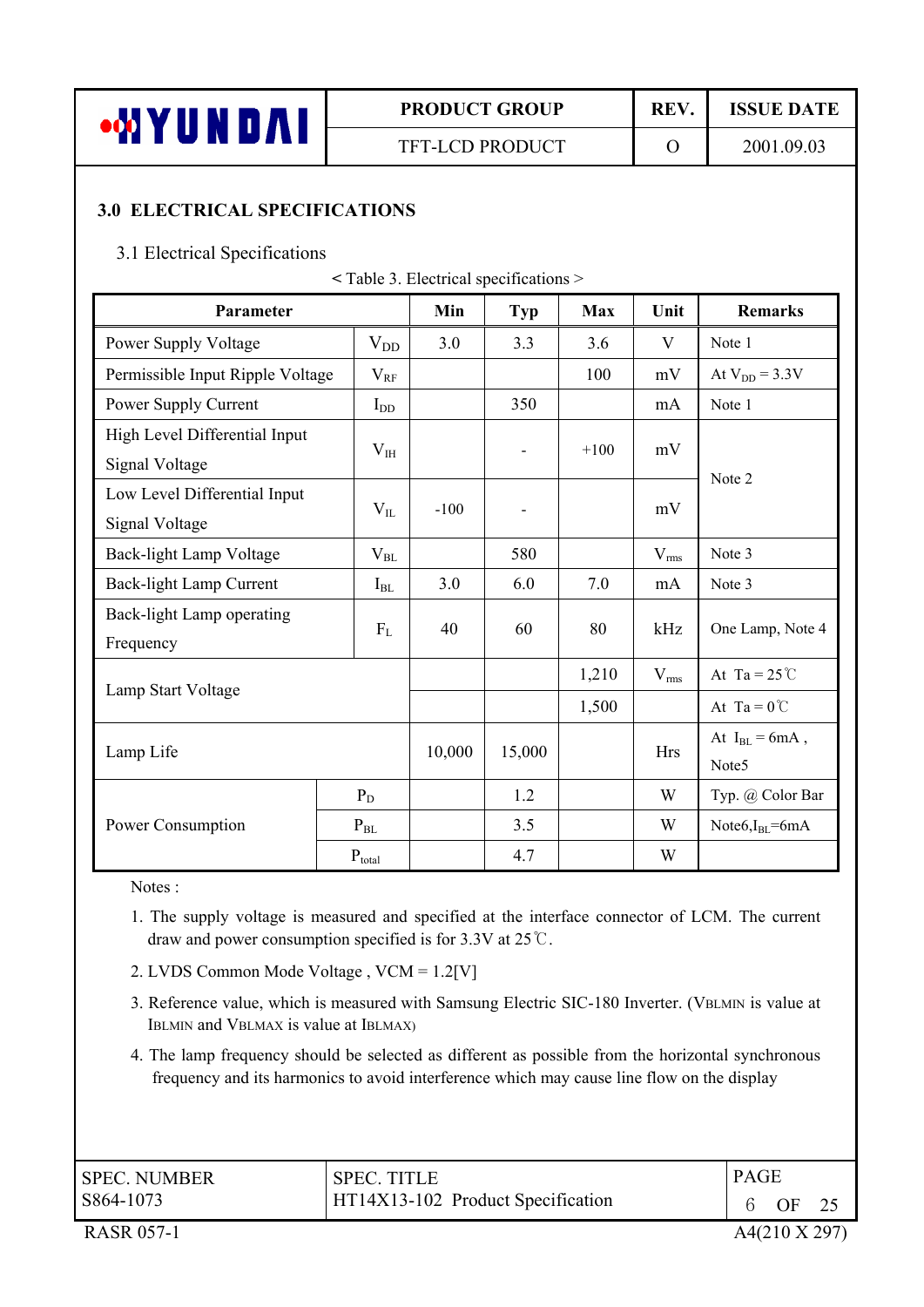## 3.0 ELECTRICAL SPECIFICATIONS

### 3.1 Electrical Specifications

< Table 3. Electrical specifications >

| Parameter | | Min | Typ | Max | Unit | Remarks |
|---|---|---|---|---|---|---|
| Power Supply Voltage | $V_{DD}$ | 3.0 | 3.3 | 3.6 | V | Note 1 |
| Permissible Input Ripple Voltage | $V_{RF}$ | | | 100 | mV | At $V_{DD}$ = 3.3V |
| Power Supply Current | $I_{DD}$ | | 350 | | mA | Note 1 |
| High Level Differential Input Signal Voltage | $V_{IH}$ | | - | +100 | mV | Note 2 |
| Low Level Differential Input Signal Voltage | $V_{IL}$ | -100 | - | | mV | |
| Back-light Lamp Voltage | $V_{BL}$ | | 580 | | $V_{rms}$ | Note 3 |
| Back-light Lamp Current | $I_{BL}$ | 3.0 | 6.0 | 7.0 | mA | Note 3 |
| Back-light Lamp operating Frequency | $F_L$ | 40 | 60 | 80 | kHz | One Lamp, Note 4 |
| Lamp Start Voltage | | | | 1,210 | $V_{rms}$ | At Ta = 25℃ |
| | | | | 1,500 | | At Ta = 0℃ |
| Lamp Life | | 10,000 | 15,000 | | Hrs | At $I_{BL}$ = 6mA , Note5 |
| Power Consumption | $P_D$ | | 1.2 | | W | Typ. @ Color Bar |
| | $P_{BL}$ | | 3.5 | | W | Note6,$I_{BL}$=6mA |
| | $P_{total}$ | | 4.7 | | W | |

Notes :

1. The supply voltage is measured and specified at the interface connector of LCM. The current draw and power consumption specified is for 3.3V at 25℃.
2. LVDS Common Mode Voltage , VCM = 1.2[V]
3. Reference value, which is measured with Samsung Electric SIC-180 Inverter. ($V_{BLMIN}$ is value at $I_{BLMIN}$ and $V_{BLMAX}$ is value at $I_{BLMAX}$)
4. The lamp frequency should be selected as different as possible from the horizontal synchronous frequency and its harmonics to avoid interference which may cause line flow on the display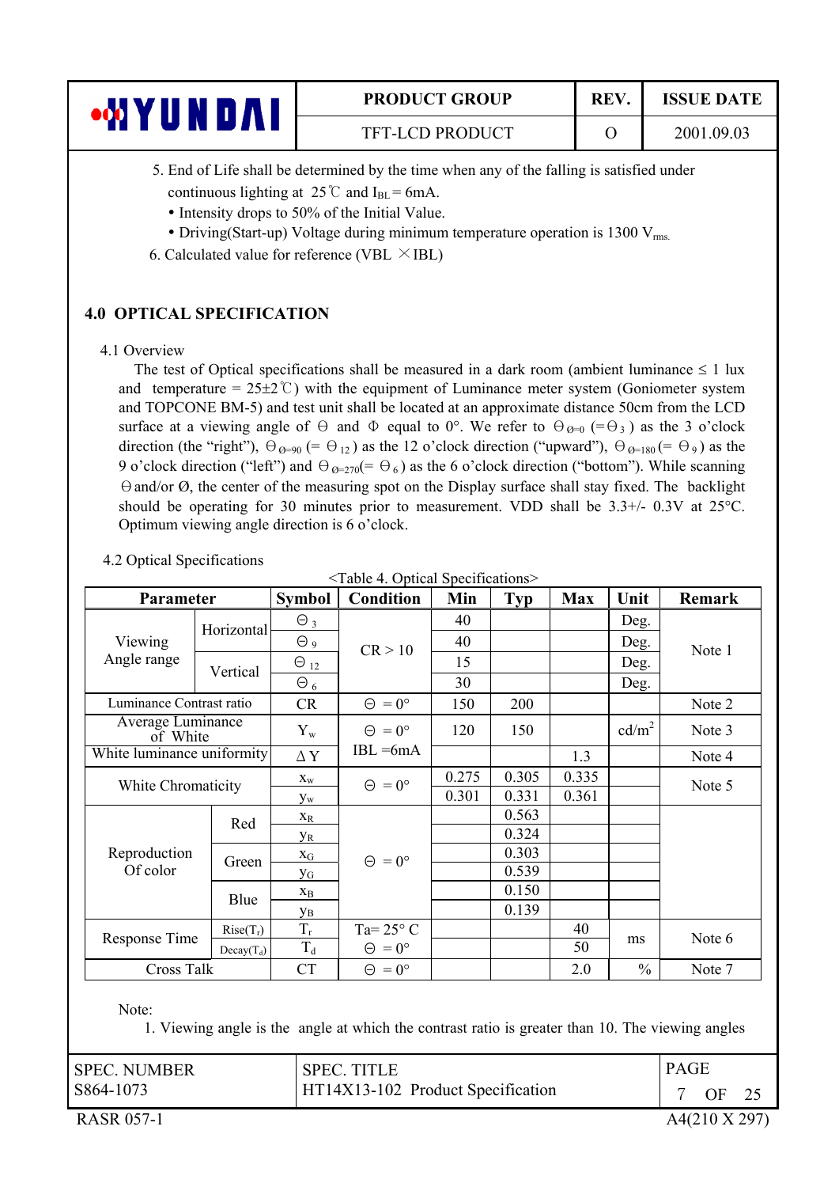5. End of Life shall be determined by the time when any of the falling is satisfied under continuous lighting at 25℃ and $I_{BL}$ = 6mA.
   - Intensity drops to 50% of the Initial Value.
   - Driving(Start-up) Voltage during minimum temperature operation is 1300 $V_{rms.}$
6. Calculated value for reference (VBL × IBL)

## 4.0 OPTICAL SPECIFICATION

### 4.1 Overview

The test of Optical specifications shall be measured in a dark room (ambient luminance ≤ 1 lux and temperature = 25±2℃) with the equipment of Luminance meter system (Goniometer system and TOPCONE BM-5) and test unit shall be located at an approximate distance 50cm from the LCD surface at a viewing angle of Θ and Φ equal to 0°. We refer to $\Theta_{Ø=0}$ (=$\Theta_3$) as the 3 o'clock direction (the "right"), $\Theta_{Ø=90}$ (= $\Theta_{12}$) as the 12 o'clock direction ("upward"), $\Theta_{Ø=180}$ (= $\Theta_9$) as the 9 o'clock direction ("left") and $\Theta_{Ø=270}$(= $\Theta_6$) as the 6 o'clock direction ("bottom"). While scanning Θ and/or Ø, the center of the measuring spot on the Display surface shall stay fixed. The backlight should be operating for 30 minutes prior to measurement. VDD shall be 3.3+/- 0.3V at 25°C. Optimum viewing angle direction is 6 o'clock.

### 4.2 Optical Specifications

<Table 4. Optical Specifications>

| Parameter | | Symbol | Condition | Min | Typ | Max | Unit | Remark |
|---|---|---|---|---|---|---|---|---|
| Viewing Angle range | Horizontal | $\Theta_3$ | CR > 10 | 40 | | | Deg. | Note 1 |
| | | $\Theta_9$ | | 40 | | | Deg. | |
| | Vertical | $\Theta_{12}$ | | 15 | | | Deg. | |
| | | $\Theta_6$ | | 30 | | | Deg. | |
| Luminance Contrast ratio | | CR | Θ = 0° | 150 | 200 | | | Note 2 |
| Average Luminance of White | | $Y_w$ | Θ = 0° IBL =6mA | 120 | 150 | | cd/m² | Note 3 |
| White luminance uniformity | | ΔY | | | | 1.3 | | Note 4 |
| White Chromaticity | | $x_w$ | Θ = 0° | 0.275 | 0.305 | 0.335 | | Note 5 |
| | | $y_w$ | | 0.301 | 0.331 | 0.361 | | |
| Reproduction Of color | Red | $x_R$ | Θ = 0° | | 0.563 | | | |
| | | $y_R$ | | | 0.324 | | | |
| | Green | $x_G$ | | | 0.303 | | | |
| | | $y_G$ | | | 0.539 | | | |
| | Blue | $x_B$ | | | 0.150 | | | |
| | | $y_B$ | | | 0.139 | | | |
| Response Time | Rise($T_r$) | $T_r$ | Ta= 25° C Θ = 0° | | | 40 | ms | Note 6 |
| | Decay($T_d$) | $T_d$ | | | | 50 | | |
| Cross Talk | | CT | Θ = 0° | | | 2.0 | % | Note 7 |

Note:

1. Viewing angle is the angle at which the contrast ratio is greater than 10. The viewing angles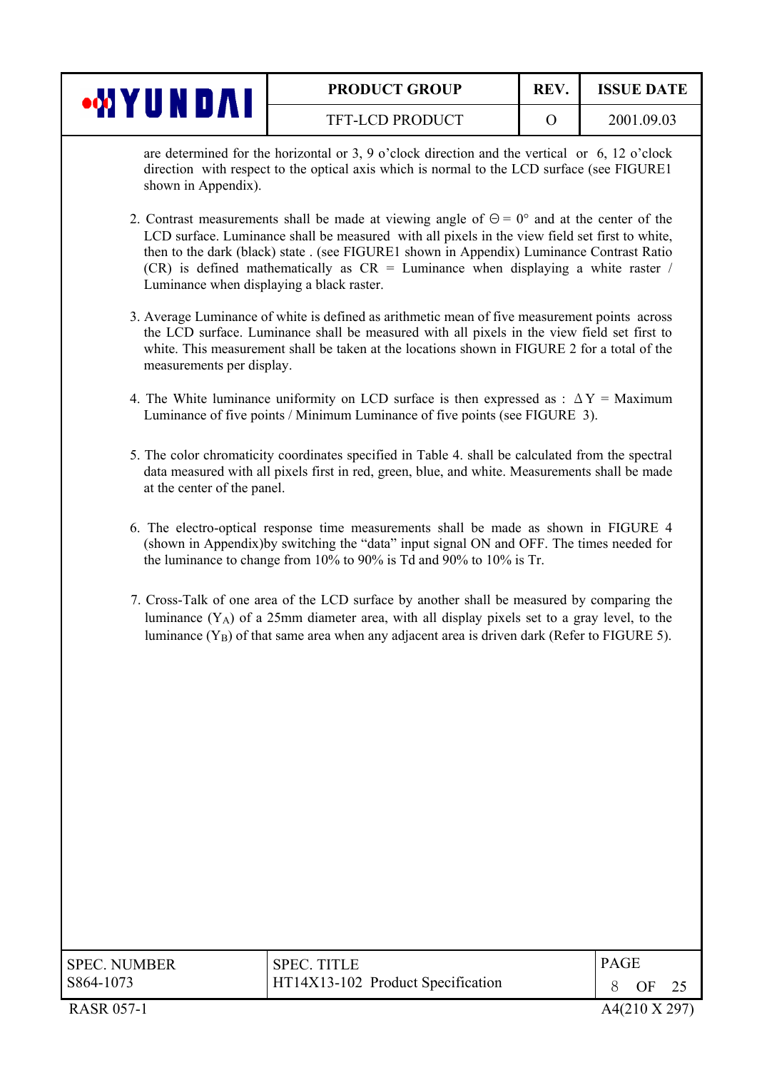are determined for the horizontal or 3, 9 o'clock direction and the vertical or 6, 12 o'clock direction with respect to the optical axis which is normal to the LCD surface (see FIGURE1 shown in Appendix).

2. Contrast measurements shall be made at viewing angle of $\Theta = 0°$ and at the center of the LCD surface. Luminance shall be measured with all pixels in the view field set first to white, then to the dark (black) state . (see FIGURE1 shown in Appendix) Luminance Contrast Ratio (CR) is defined mathematically as CR = Luminance when displaying a white raster / Luminance when displaying a black raster.

3. Average Luminance of white is defined as arithmetic mean of five measurement points across the LCD surface. Luminance shall be measured with all pixels in the view field set first to white. This measurement shall be taken at the locations shown in FIGURE 2 for a total of the measurements per display.

4. The White luminance uniformity on LCD surface is then expressed as : $\Delta Y$ = Maximum Luminance of five points / Minimum Luminance of five points (see FIGURE 3).

5. The color chromaticity coordinates specified in Table 4. shall be calculated from the spectral data measured with all pixels first in red, green, blue, and white. Measurements shall be made at the center of the panel.

6. The electro-optical response time measurements shall be made as shown in FIGURE 4 (shown in Appendix)by switching the "data" input signal ON and OFF. The times needed for the luminance to change from 10% to 90% is Td and 90% to 10% is Tr.

7. Cross-Talk of one area of the LCD surface by another shall be measured by comparing the luminance ($Y_A$) of a 25mm diameter area, with all display pixels set to a gray level, to the luminance ($Y_B$) of that same area when any adjacent area is driven dark (Refer to FIGURE 5).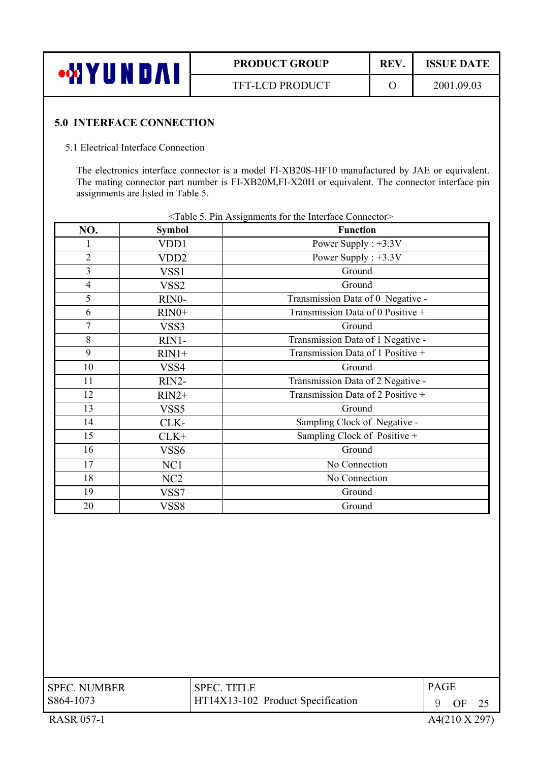## 5.0 INTERFACE CONNECTION

### 5.1 Electrical Interface Connection

The electronics interface connector is a model FI-XB20S-HF10 manufactured by JAE or equivalent. The mating connector part number is FI-XB20M,FI-X20H or equivalent. The connector interface pin assignments are listed in Table 5.

<Table 5. Pin Assignments for the Interface Connector>

| NO. | Symbol | Function |
|---|---|---|
| 1 | VDD1 | Power Supply : +3.3V |
| 2 | VDD2 | Power Supply : +3.3V |
| 3 | VSS1 | Ground |
| 4 | VSS2 | Ground |
| 5 | RIN0- | Transmission Data of 0 Negative - |
| 6 | RIN0+ | Transmission Data of 0 Positive + |
| 7 | VSS3 | Ground |
| 8 | RIN1- | Transmission Data of 1 Negative - |
| 9 | RIN1+ | Transmission Data of 1 Positive + |
| 10 | VSS4 | Ground |
| 11 | RIN2- | Transmission Data of 2 Negative - |
| 12 | RIN2+ | Transmission Data of 2 Positive + |
| 13 | VSS5 | Ground |
| 14 | CLK- | Sampling Clock of Negative - |
| 15 | CLK+ | Sampling Clock of Positive + |
| 16 | VSS6 | Ground |
| 17 | NC1 | No Connection |
| 18 | NC2 | No Connection |
| 19 | VSS7 | Ground |
| 20 | VSS8 | Ground |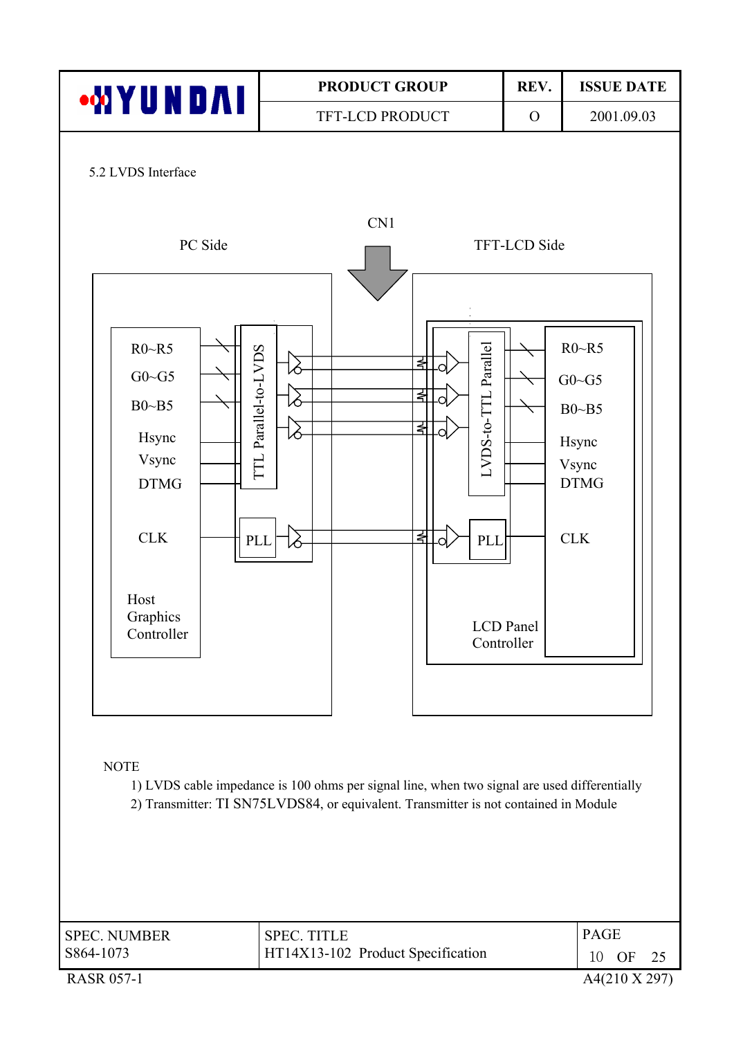## 5.2 LVDS Interface

CN1

PC Side

TFT-LCD Side

R0~R5
G0~G5
B0~B5
Hsync
Vsync
DTMG
CLK

Host Graphics Controller

TTL Parallel-to-LVDS

PLL

LVDS-to-TTL Parallel

PLL

R0~R5
G0~G5
B0~B5
Hsync
Vsync
DTMG
CLK

LCD Panel Controller

NOTE

1) LVDS cable impedance is 100 ohms per signal line, when two signal are used differentially
2) Transmitter: TI SN75LVDS84, or equivalent. Transmitter is not contained in Module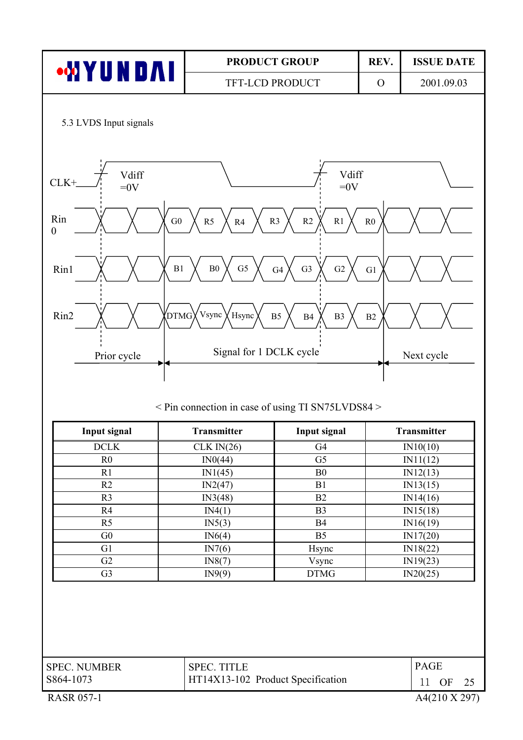5.3 LVDS Input signals

CLK+ Vdiff =0V Vdiff =0V

Rin 0: G0, R5, R4, R3, R2, R1, R0

Rin1: B1, B0, G5, G4, G3, G2, G1

Rin2: DTMG, Vsync, Hsync, B5, B4, B3, B2

Prior cycle | Signal for 1 DCLK cycle | Next cycle

< Pin connection in case of using TI SN75LVDS84 >

| Input signal | Transmitter | Input signal | Transmitter |
|---|---|---|---|
| DCLK | CLK IN(26) | G4 | IN10(10) |
| R0 | IN0(44) | G5 | IN11(12) |
| R1 | IN1(45) | B0 | IN12(13) |
| R2 | IN2(47) | B1 | IN13(15) |
| R3 | IN3(48) | B2 | IN14(16) |
| R4 | IN4(1) | B3 | IN15(18) |
| R5 | IN5(3) | B4 | IN16(19) |
| G0 | IN6(4) | B5 | IN17(20) |
| G1 | IN7(6) | Hsync | IN18(22) |
| G2 | IN8(7) | Vsync | IN19(23) |
| G3 | IN9(9) | DTMG | IN20(25) |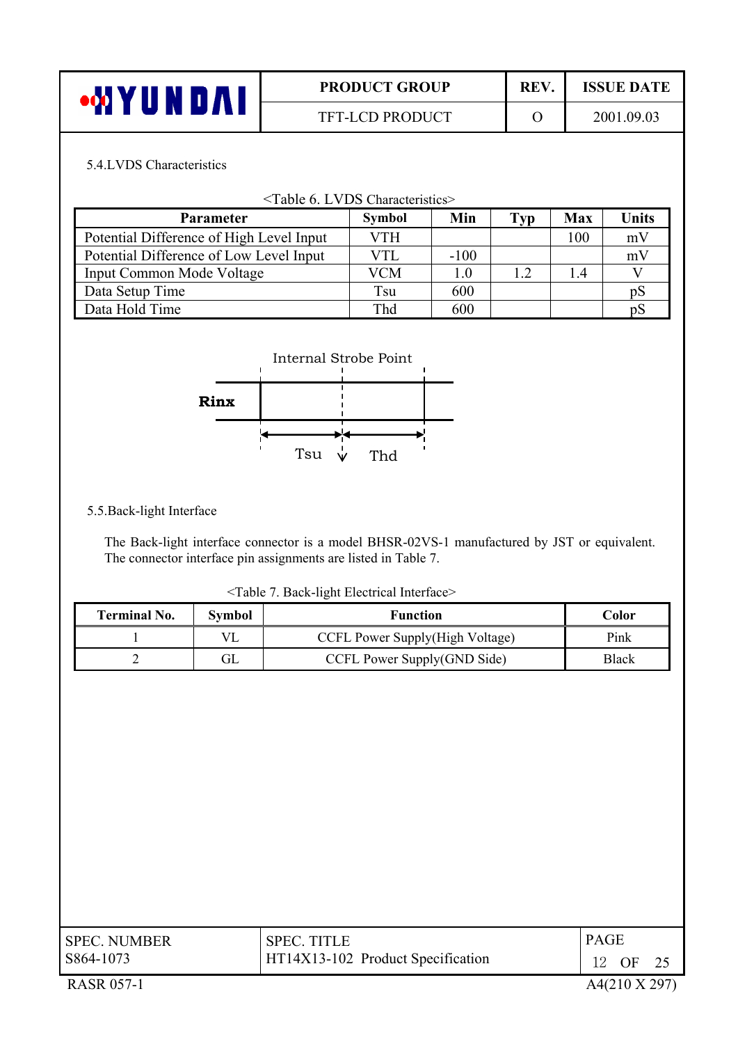5.4.LVDS Characteristics

<Table 6. LVDS Characteristics>

| Parameter | Symbol | Min | Typ | Max | Units |
|---|---|---|---|---|---|
| Potential Difference of High Level Input | VTH | | | 100 | mV |
| Potential Difference of Low Level Input | VTL | -100 | | | mV |
| Input Common Mode Voltage | VCM | 1.0 | 1.2 | 1.4 | V |
| Data Setup Time | Tsu | 600 | | | pS |
| Data Hold Time | Thd | 600 | | | pS |

Internal Strobe Point

Rinx

Tsu Thd

5.5.Back-light Interface

The Back-light interface connector is a model BHSR-02VS-1 manufactured by JST or equivalent. The connector interface pin assignments are listed in Table 7.

<Table 7. Back-light Electrical Interface>

| Terminal No. | Symbol | Function | Color |
|---|---|---|---|
| 1 | VL | CCFL Power Supply(High Voltage) | Pink |
| 2 | GL | CCFL Power Supply(GND Side) | Black |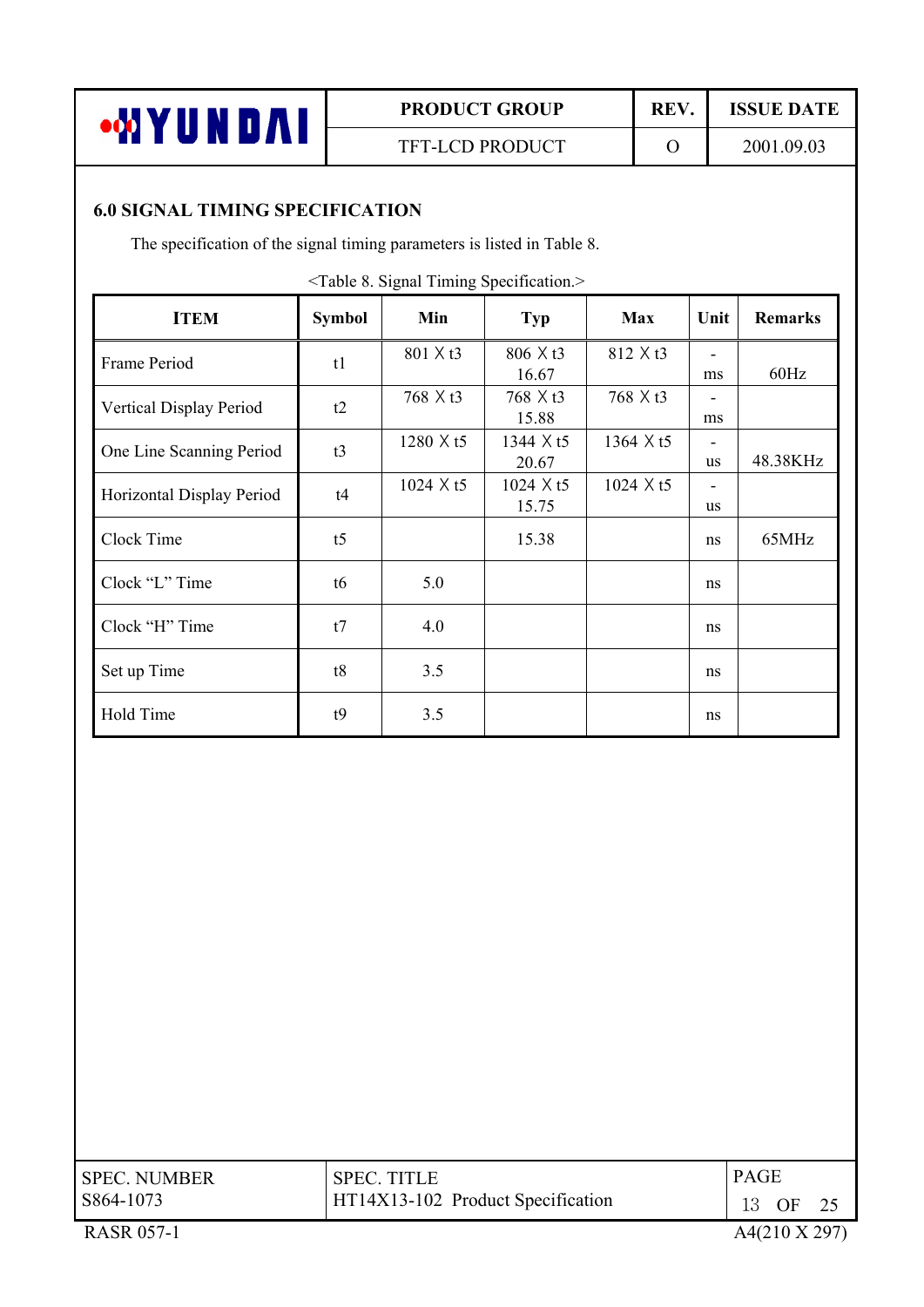## 6.0 SIGNAL TIMING SPECIFICATION

The specification of the signal timing parameters is listed in Table 8.

<Table 8. Signal Timing Specification.>

| ITEM | Symbol | Min | Typ | Max | Unit | Remarks |
|---|---|---|---|---|---|---|
| Frame Period | t1 | 801 X t3 | 806 X t3<br>16.67 | 812 X t3 | -<br>ms | 60Hz |
| Vertical Display Period | t2 | 768 X t3 | 768 X t3<br>15.88 | 768 X t3 | -<br>ms | |
| One Line Scanning Period | t3 | 1280 X t5 | 1344 X t5<br>20.67 | 1364 X t5 | -<br>us | 48.38KHz |
| Horizontal Display Period | t4 | 1024 X t5 | 1024 X t5<br>15.75 | 1024 X t5 | -<br>us | |
| Clock Time | t5 | | 15.38 | | ns | 65MHz |
| Clock "L" Time | t6 | 5.0 | | | ns | |
| Clock "H" Time | t7 | 4.0 | | | ns | |
| Set up Time | t8 | 3.5 | | | ns | |
| Hold Time | t9 | 3.5 | | | ns | |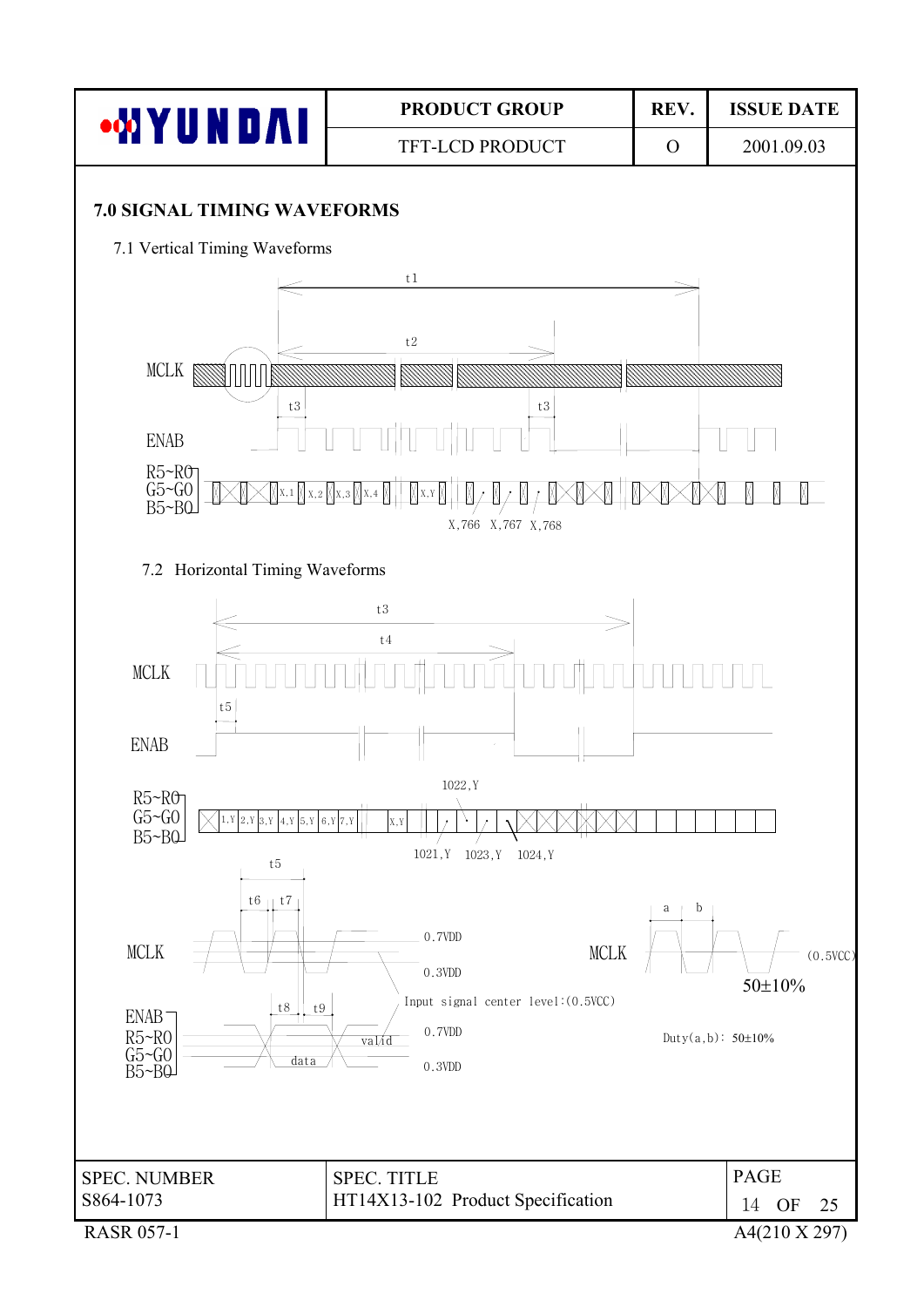## 7.0 SIGNAL TIMING WAVEFORMS

### 7.1 Vertical Timing Waveforms

t1

t2

MCLK

t3 t3

ENAB

R5~R0
G5~G0
B5~B0

X,1 X,2 X,3 X,4 X,Y

X,766 X,767 X,768

### 7.2 Horizontal Timing Waveforms

t3

t4

MCLK

t5

ENAB

1022,Y

R5~R0
G5~G0
B5~B0

1,Y 2,Y 3,Y 4,Y 5,Y 6,Y 7,Y X,Y

1021,Y 1023,Y 1024,Y

t5

t6 t7

a b

MCLK

0.7VDD

0.3VDD

MCLK

(0.5VCC)

50±10%

t8 t9

Input signal center level:(0.5VCC)

ENAB
R5~R0
G5~G0
B5~B0

valid

data

0.7VDD

0.3VDD

Duty(a,b): 50±10%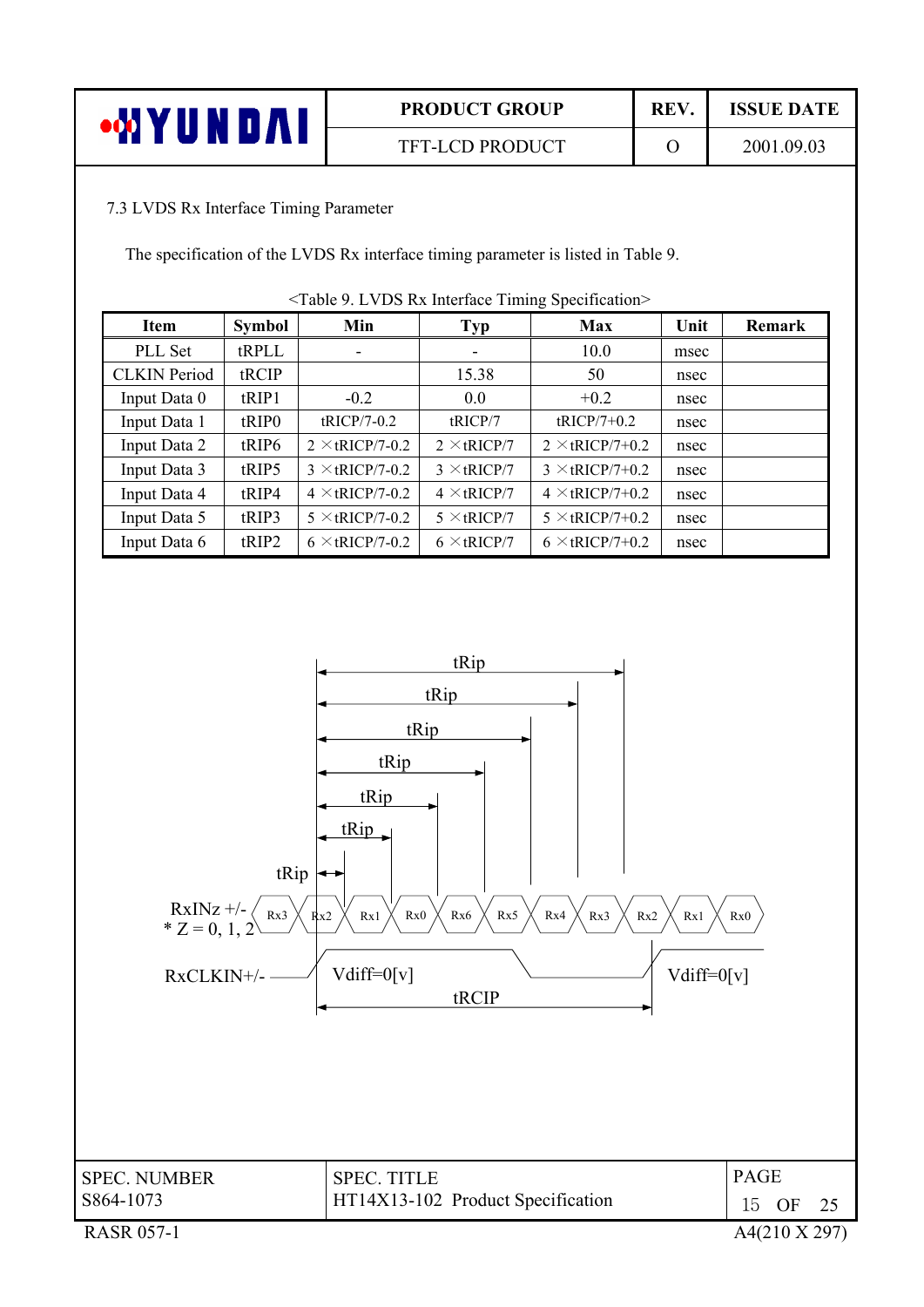7.3 LVDS Rx Interface Timing Parameter

The specification of the LVDS Rx interface timing parameter is listed in Table 9.

<Table 9. LVDS Rx Interface Timing Specification>

| Item | Symbol | Min | Typ | Max | Unit | Remark |
|---|---|---|---|---|---|---|
| PLL Set | tRPLL | - | - | 10.0 | msec | |
| CLKIN Period | tRCIP | | 15.38 | 50 | nsec | |
| Input Data 0 | tRIP1 | -0.2 | 0.0 | +0.2 | nsec | |
| Input Data 1 | tRIP0 | tRICP/7-0.2 | tRICP/7 | tRICP/7+0.2 | nsec | |
| Input Data 2 | tRIP6 | 2 ×tRICP/7-0.2 | 2 ×tRICP/7 | 2 ×tRICP/7+0.2 | nsec | |
| Input Data 3 | tRIP5 | 3 ×tRICP/7-0.2 | 3 ×tRICP/7 | 3 ×tRICP/7+0.2 | nsec | |
| Input Data 4 | tRIP4 | 4 ×tRICP/7-0.2 | 4 ×tRICP/7 | 4 ×tRICP/7+0.2 | nsec | |
| Input Data 5 | tRIP3 | 5 ×tRICP/7-0.2 | 5 ×tRICP/7 | 5 ×tRICP/7+0.2 | nsec | |
| Input Data 6 | tRIP2 | 6 ×tRICP/7-0.2 | 6 ×tRICP/7 | 6 ×tRICP/7+0.2 | nsec | |

tRip

tRip

tRip

tRip

tRip

tRip

tRip

RxINz +/-
* Z = 0, 1, 2

Rx3 Rx2 Rx1 Rx0 Rx6 Rx5 Rx4 Rx3 Rx2 Rx1 Rx0

RxCLKIN+/-

Vdiff=0[v]

Vdiff=0[v]

tRCIP

SPEC. NUMBER
S864-1073

SPEC. TITLE
HT14X13-102 Product Specification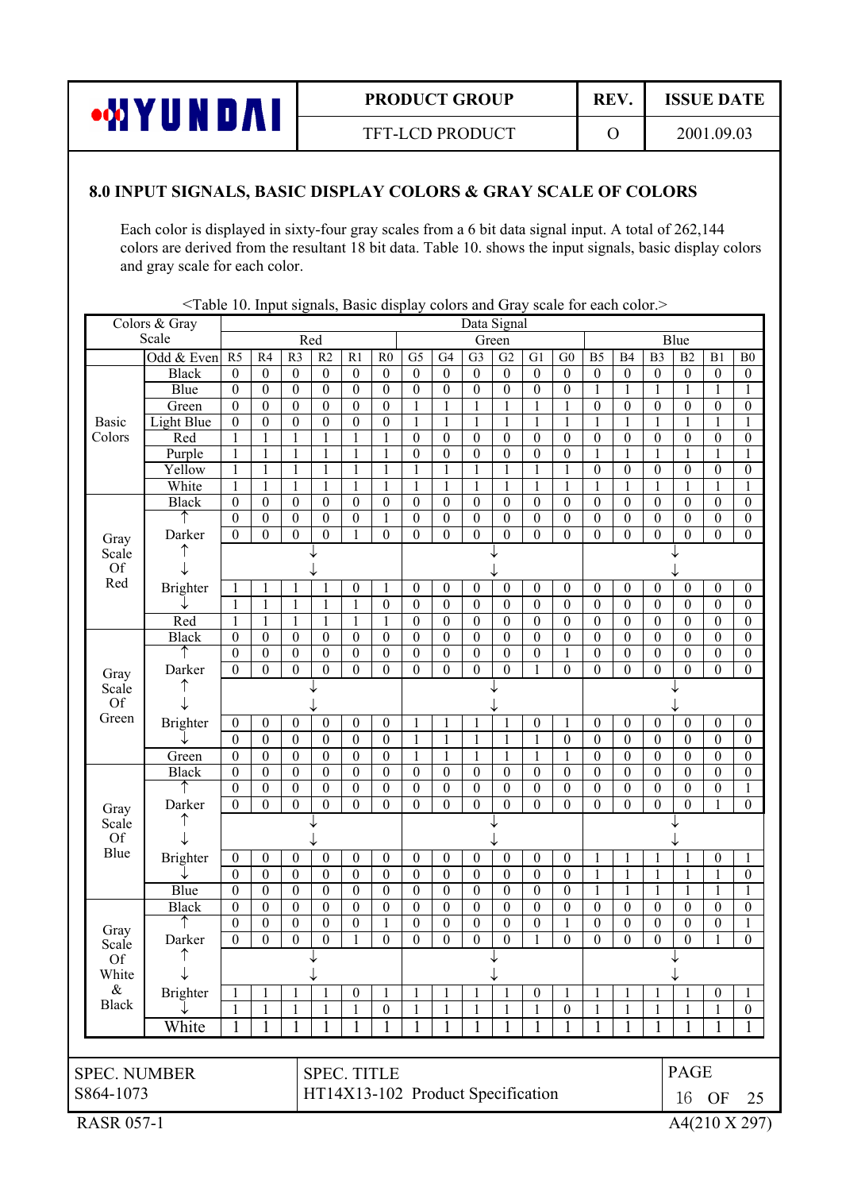## 8.0 INPUT SIGNALS, BASIC DISPLAY COLORS & GRAY SCALE OF COLORS

Each color is displayed in sixty-four gray scales from a 6 bit data signal input. A total of 262,144 colors are derived from the resultant 18 bit data. Table 10. shows the input signals, basic display colors and gray scale for each color.

<Table 10. Input signals, Basic display colors and Gray scale for each color.>

| Colors & Gray Scale | | Data Signal | | | | | | | | | | | | | | | | | |
|---|---|---|---|---|---|---|---|---|---|---|---|---|---|---|---|---|---|---|---|
| | | Red | | | | | | Green | | | | | | Blue | | | | | |
| | Odd & Even | R5 | R4 | R3 | R2 | R1 | R0 | G5 | G4 | G3 | G2 | G1 | G0 | B5 | B4 | B3 | B2 | B1 | B0 |
| Basic Colors | Black | 0 | 0 | 0 | 0 | 0 | 0 | 0 | 0 | 0 | 0 | 0 | 0 | 0 | 0 | 0 | 0 | 0 | 0 |
| | Blue | 0 | 0 | 0 | 0 | 0 | 0 | 0 | 0 | 0 | 0 | 0 | 0 | 1 | 1 | 1 | 1 | 1 | 1 |
| | Green | 0 | 0 | 0 | 0 | 0 | 0 | 1 | 1 | 1 | 1 | 1 | 1 | 0 | 0 | 0 | 0 | 0 | 0 |
| | Light Blue | 0 | 0 | 0 | 0 | 0 | 0 | 1 | 1 | 1 | 1 | 1 | 1 | 1 | 1 | 1 | 1 | 1 | 1 |
| | Red | 1 | 1 | 1 | 1 | 1 | 1 | 0 | 0 | 0 | 0 | 0 | 0 | 0 | 0 | 0 | 0 | 0 | 0 |
| | Purple | 1 | 1 | 1 | 1 | 1 | 1 | 0 | 0 | 0 | 0 | 0 | 0 | 1 | 1 | 1 | 1 | 1 | 1 |
| | Yellow | 1 | 1 | 1 | 1 | 1 | 1 | 1 | 1 | 1 | 1 | 1 | 1 | 0 | 0 | 0 | 0 | 0 | 0 |
| | White | 1 | 1 | 1 | 1 | 1 | 1 | 1 | 1 | 1 | 1 | 1 | 1 | 1 | 1 | 1 | 1 | 1 | 1 |
| Gray Scale Of Red | Black | 0 | 0 | 0 | 0 | 0 | 0 | 0 | 0 | 0 | 0 | 0 | 0 | 0 | 0 | 0 | 0 | 0 | 0 |
| | ↑ | 0 | 0 | 0 | 0 | 0 | 1 | 0 | 0 | 0 | 0 | 0 | 0 | 0 | 0 | 0 | 0 | 0 | 0 |
| | Darker | 0 | 0 | 0 | 0 | 1 | 0 | 0 | 0 | 0 | 0 | 0 | 0 | 0 | 0 | 0 | 0 | 0 | 0 |
| | ↑ | ↓ | | | | | | ↓ | | | | | | ↓ | | | | | |
| | ↓ | ↓ | | | | | | ↓ | | | | | | ↓ | | | | | |
| | Brighter | 1 | 1 | 1 | 1 | 0 | 1 | 0 | 0 | 0 | 0 | 0 | 0 | 0 | 0 | 0 | 0 | 0 | 0 |
| | ↓ | 1 | 1 | 1 | 1 | 1 | 0 | 0 | 0 | 0 | 0 | 0 | 0 | 0 | 0 | 0 | 0 | 0 | 0 |
| | Red | 1 | 1 | 1 | 1 | 1 | 1 | 0 | 0 | 0 | 0 | 0 | 0 | 0 | 0 | 0 | 0 | 0 | 0 |
| Gray Scale Of Green | Black | 0 | 0 | 0 | 0 | 0 | 0 | 0 | 0 | 0 | 0 | 0 | 0 | 0 | 0 | 0 | 0 | 0 | 0 |
| | ↑ | 0 | 0 | 0 | 0 | 0 | 0 | 0 | 0 | 0 | 0 | 0 | 1 | 0 | 0 | 0 | 0 | 0 | 0 |
| | Darker | 0 | 0 | 0 | 0 | 0 | 0 | 0 | 0 | 0 | 0 | 1 | 0 | 0 | 0 | 0 | 0 | 0 | 0 |
| | ↑ | ↓ | | | | | | ↓ | | | | | | ↓ | | | | | |
| | ↓ | ↓ | | | | | | ↓ | | | | | | ↓ | | | | | |
| | Brighter | 0 | 0 | 0 | 0 | 0 | 0 | 1 | 1 | 1 | 1 | 0 | 1 | 0 | 0 | 0 | 0 | 0 | 0 |
| | ↓ | 0 | 0 | 0 | 0 | 0 | 0 | 1 | 1 | 1 | 1 | 1 | 0 | 0 | 0 | 0 | 0 | 0 | 0 |
| | Green | 0 | 0 | 0 | 0 | 0 | 0 | 1 | 1 | 1 | 1 | 1 | 1 | 0 | 0 | 0 | 0 | 0 | 0 |
| Gray Scale Of Blue | Black | 0 | 0 | 0 | 0 | 0 | 0 | 0 | 0 | 0 | 0 | 0 | 0 | 0 | 0 | 0 | 0 | 0 | 0 |
| | ↑ | 0 | 0 | 0 | 0 | 0 | 0 | 0 | 0 | 0 | 0 | 0 | 0 | 0 | 0 | 0 | 0 | 0 | 1 |
| | Darker | 0 | 0 | 0 | 0 | 0 | 0 | 0 | 0 | 0 | 0 | 0 | 0 | 0 | 0 | 0 | 0 | 1 | 0 |
| | ↑ | ↓ | | | | | | ↓ | | | | | | ↓ | | | | | |
| | ↓ | ↓ | | | | | | ↓ | | | | | | ↓ | | | | | |
| | Brighter | 0 | 0 | 0 | 0 | 0 | 0 | 0 | 0 | 0 | 0 | 0 | 0 | 1 | 1 | 1 | 1 | 0 | 1 |
| | ↓ | 0 | 0 | 0 | 0 | 0 | 0 | 0 | 0 | 0 | 0 | 0 | 0 | 1 | 1 | 1 | 1 | 1 | 0 |
| | Blue | 0 | 0 | 0 | 0 | 0 | 0 | 0 | 0 | 0 | 0 | 0 | 0 | 1 | 1 | 1 | 1 | 1 | 1 |
| Gray Scale Of White & Black | Black | 0 | 0 | 0 | 0 | 0 | 0 | 0 | 0 | 0 | 0 | 0 | 0 | 0 | 0 | 0 | 0 | 0 | 0 |
| | ↑ | 0 | 0 | 0 | 0 | 0 | 1 | 0 | 0 | 0 | 0 | 0 | 1 | 0 | 0 | 0 | 0 | 0 | 1 |
| | Darker | 0 | 0 | 0 | 0 | 1 | 0 | 0 | 0 | 0 | 0 | 1 | 0 | 0 | 0 | 0 | 0 | 1 | 0 |
| | ↑ | ↓ | | | | | | ↓ | | | | | | ↓ | | | | | |
| | ↓ | ↓ | | | | | | ↓ | | | | | | ↓ | | | | | |
| | Brighter | 1 | 1 | 1 | 1 | 0 | 1 | 1 | 1 | 1 | 1 | 0 | 1 | 1 | 1 | 1 | 1 | 0 | 1 |
| | ↓ | 1 | 1 | 1 | 1 | 1 | 0 | 1 | 1 | 1 | 1 | 1 | 0 | 1 | 1 | 1 | 1 | 1 | 0 |
| | White | 1 | 1 | 1 | 1 | 1 | 1 | 1 | 1 | 1 | 1 | 1 | 1 | 1 | 1 | 1 | 1 | 1 | 1 |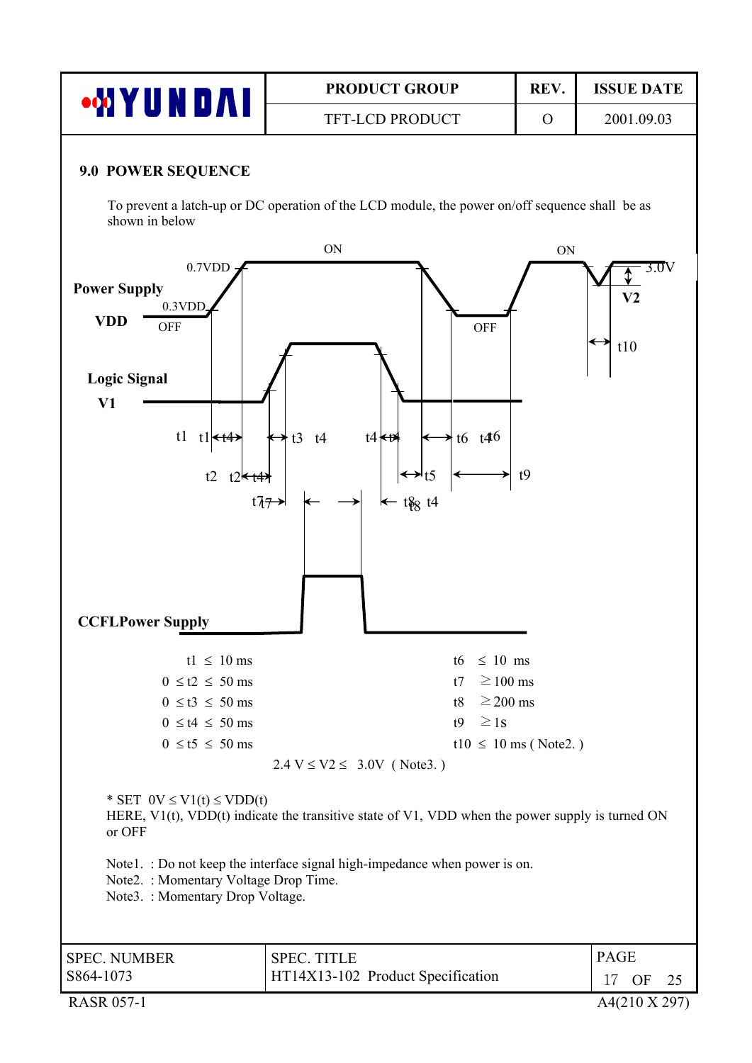## 9.0 POWER SEQUENCE

To prevent a latch-up or DC operation of the LCD module, the power on/off sequence shall be as shown in below

| | |
|---|---|
| t1 ≤ 10 ms | t6 ≤ 10 ms |
| 0 ≤ t2 ≤ 50 ms | t7 ≥ 100 ms |
| 0 ≤ t3 ≤ 50 ms | t8 ≥ 200 ms |
| 0 ≤ t4 ≤ 50 ms | t9 ≥ 1s |
| 0 ≤ t5 ≤ 50 ms | t10 ≤ 10 ms ( Note2. ) |

2.4 V ≤ V2 ≤ 3.0V ( Note3. )

\* SET 0V ≤ V1(t) ≤ VDD(t)
HERE, V1(t), VDD(t) indicate the transitive state of V1, VDD when the power supply is turned ON or OFF

Note1. : Do not keep the interface signal high-impedance when power is on.
Note2. : Momentary Voltage Drop Time.
Note3. : Momentary Drop Voltage.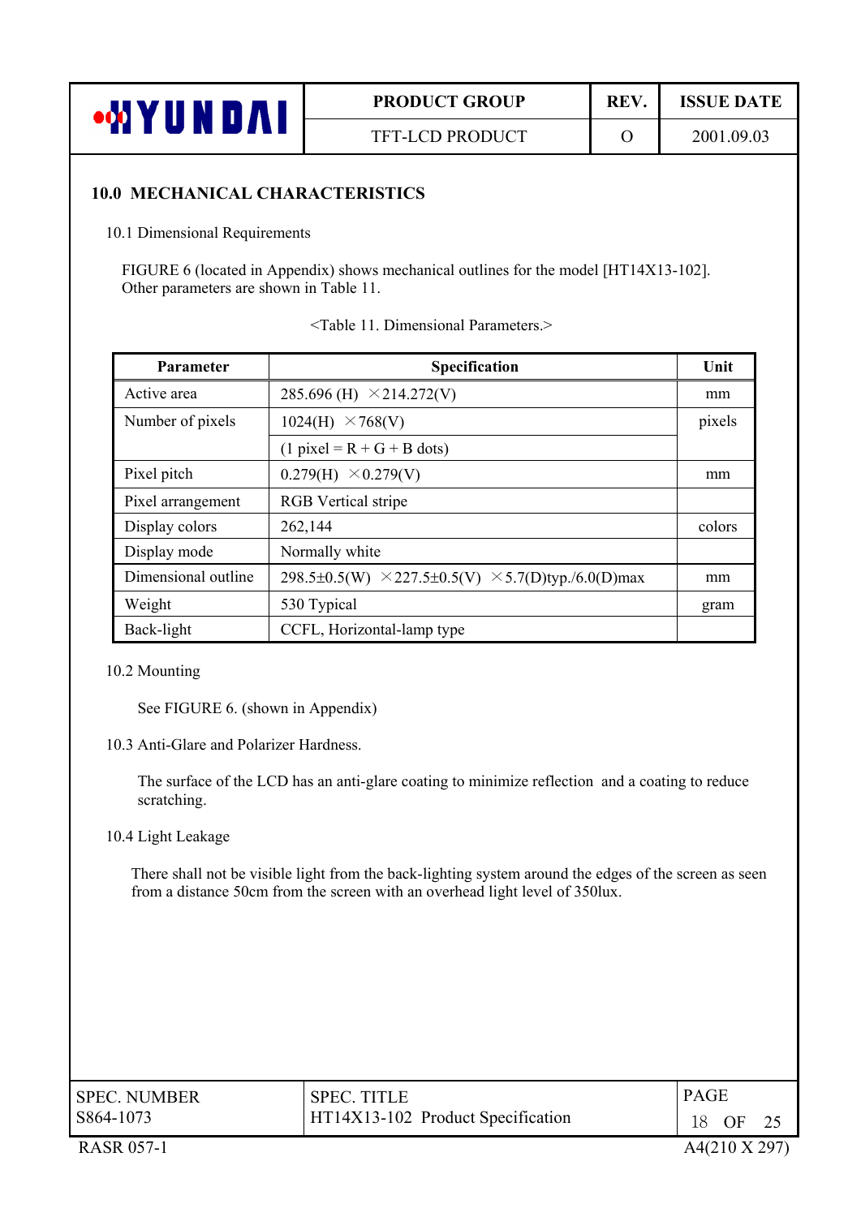## 10.0 MECHANICAL CHARACTERISTICS

### 10.1 Dimensional Requirements

FIGURE 6 (located in Appendix) shows mechanical outlines for the model [HT14X13-102]. Other parameters are shown in Table 11.

<Table 11. Dimensional Parameters.>

| Parameter | Specification | Unit |
|---|---|---|
| Active area | 285.696 (H) ×214.272(V) | mm |
| Number of pixels | 1024(H) ×768(V) | pixels |
| | (1 pixel = R + G + B dots) | |
| Pixel pitch | 0.279(H) ×0.279(V) | mm |
| Pixel arrangement | RGB Vertical stripe | |
| Display colors | 262,144 | colors |
| Display mode | Normally white | |
| Dimensional outline | 298.5±0.5(W) ×227.5±0.5(V) ×5.7(D)typ./6.0(D)max | mm |
| Weight | 530 Typical | gram |
| Back-light | CCFL, Horizontal-lamp type | |

### 10.2 Mounting

See FIGURE 6. (shown in Appendix)

### 10.3 Anti-Glare and Polarizer Hardness.

The surface of the LCD has an anti-glare coating to minimize reflection and a coating to reduce scratching.

### 10.4 Light Leakage

There shall not be visible light from the back-lighting system around the edges of the screen as seen from a distance 50cm from the screen with an overhead light level of 350lux.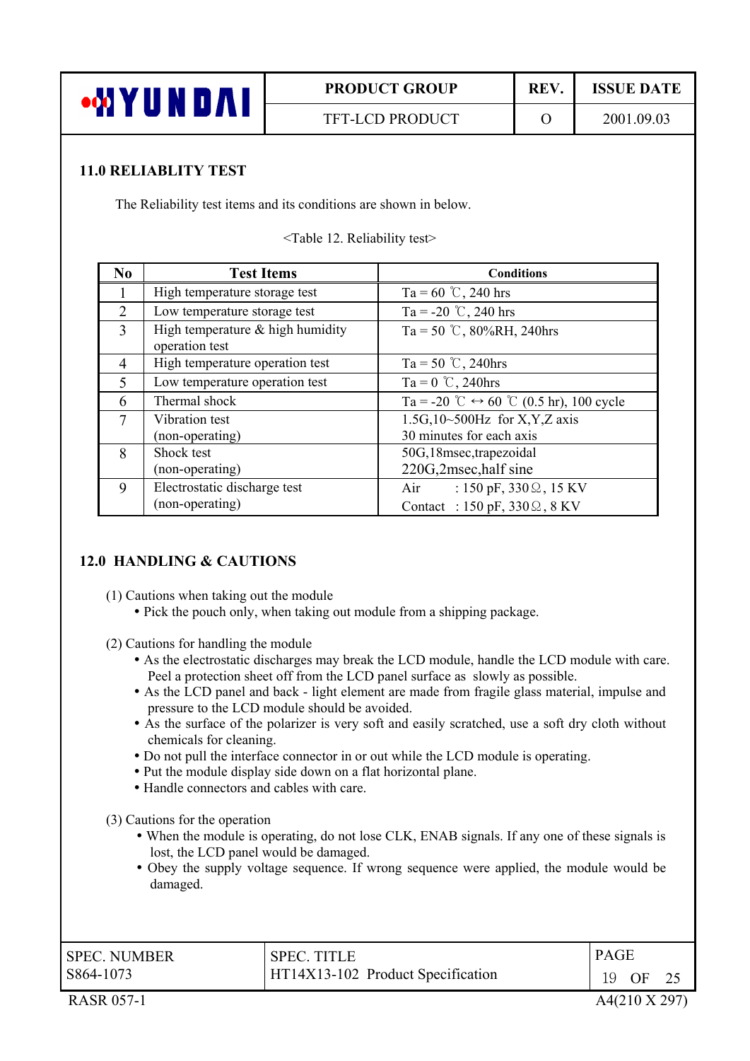## 11.0 RELIABLITY TEST

The Reliability test items and its conditions are shown in below.

<Table 12. Reliability test>

| No | Test Items | Conditions |
|---|---|---|
| 1 | High temperature storage test | Ta = 60 ℃, 240 hrs |
| 2 | Low temperature storage test | Ta = -20 ℃, 240 hrs |
| 3 | High temperature & high humidity operation test | Ta = 50 ℃, 80%RH, 240hrs |
| 4 | High temperature operation test | Ta = 50 ℃, 240hrs |
| 5 | Low temperature operation test | Ta = 0 ℃, 240hrs |
| 6 | Thermal shock | Ta = -20 ℃ ↔ 60 ℃ (0.5 hr), 100 cycle |
| 7 | Vibration test (non-operating) | 1.5G,10~500Hz for X,Y,Z axis 30 minutes for each axis |
| 8 | Shock test (non-operating) | 50G,18msec,trapezoidal 220G,2msec,half sine |
| 9 | Electrostatic discharge test (non-operating) | Air : 150 pF, 330Ω, 15 KV Contact : 150 pF, 330Ω, 8 KV |

## 12.0 HANDLING & CAUTIONS

(1) Cautions when taking out the module

- Pick the pouch only, when taking out module from a shipping package.

(2) Cautions for handling the module

- As the electrostatic discharges may break the LCD module, handle the LCD module with care. Peel a protection sheet off from the LCD panel surface as slowly as possible.
- As the LCD panel and back - light element are made from fragile glass material, impulse and pressure to the LCD module should be avoided.
- As the surface of the polarizer is very soft and easily scratched, use a soft dry cloth without chemicals for cleaning.
- Do not pull the interface connector in or out while the LCD module is operating.
- Put the module display side down on a flat horizontal plane.
- Handle connectors and cables with care.

(3) Cautions for the operation

- When the module is operating, do not lose CLK, ENAB signals. If any one of these signals is lost, the LCD panel would be damaged.
- Obey the supply voltage sequence. If wrong sequence were applied, the module would be damaged.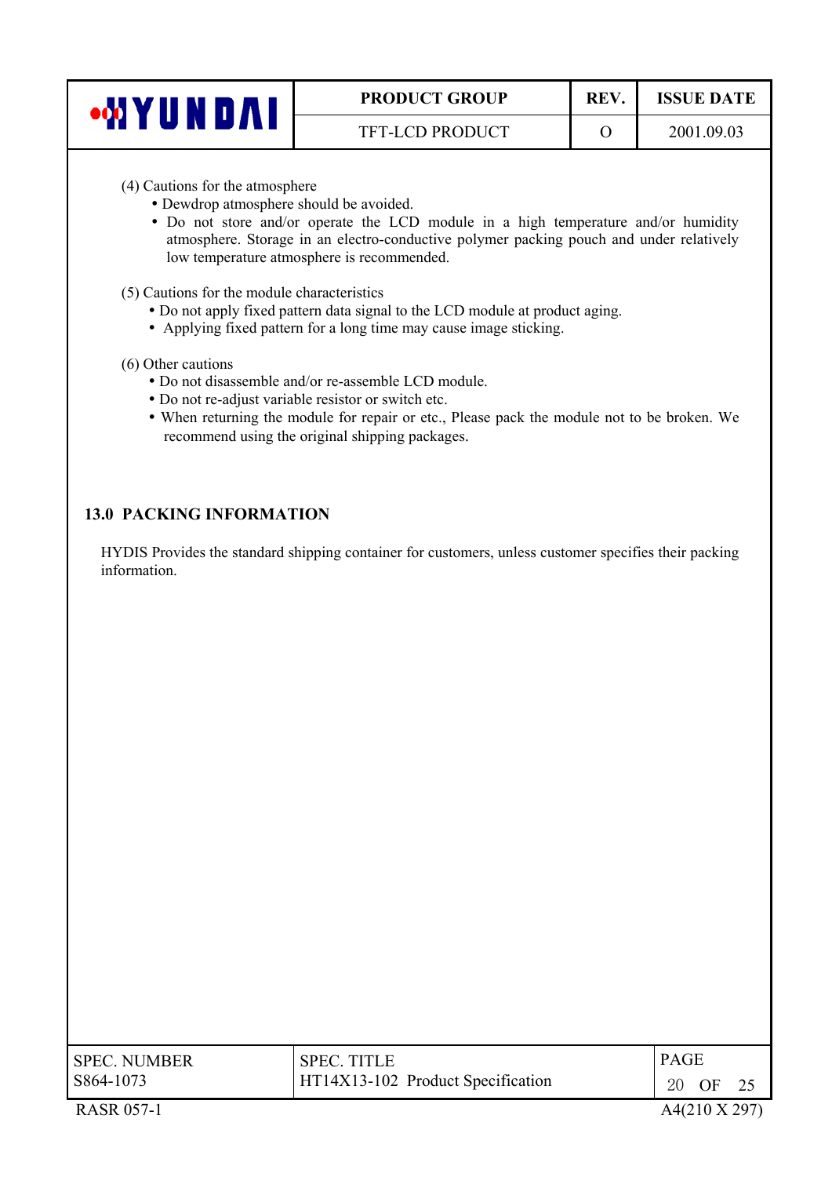(4) Cautions for the atmosphere

- Dewdrop atmosphere should be avoided.
- Do not store and/or operate the LCD module in a high temperature and/or humidity atmosphere. Storage in an electro-conductive polymer packing pouch and under relatively low temperature atmosphere is recommended.

(5) Cautions for the module characteristics

- Do not apply fixed pattern data signal to the LCD module at product aging.
- Applying fixed pattern for a long time may cause image sticking.

(6) Other cautions

- Do not disassemble and/or re-assemble LCD module.
- Do not re-adjust variable resistor or switch etc.
- When returning the module for repair or etc., Please pack the module not to be broken. We recommend using the original shipping packages.

## 13.0 PACKING INFORMATION

HYDIS Provides the standard shipping container for customers, unless customer specifies their packing information.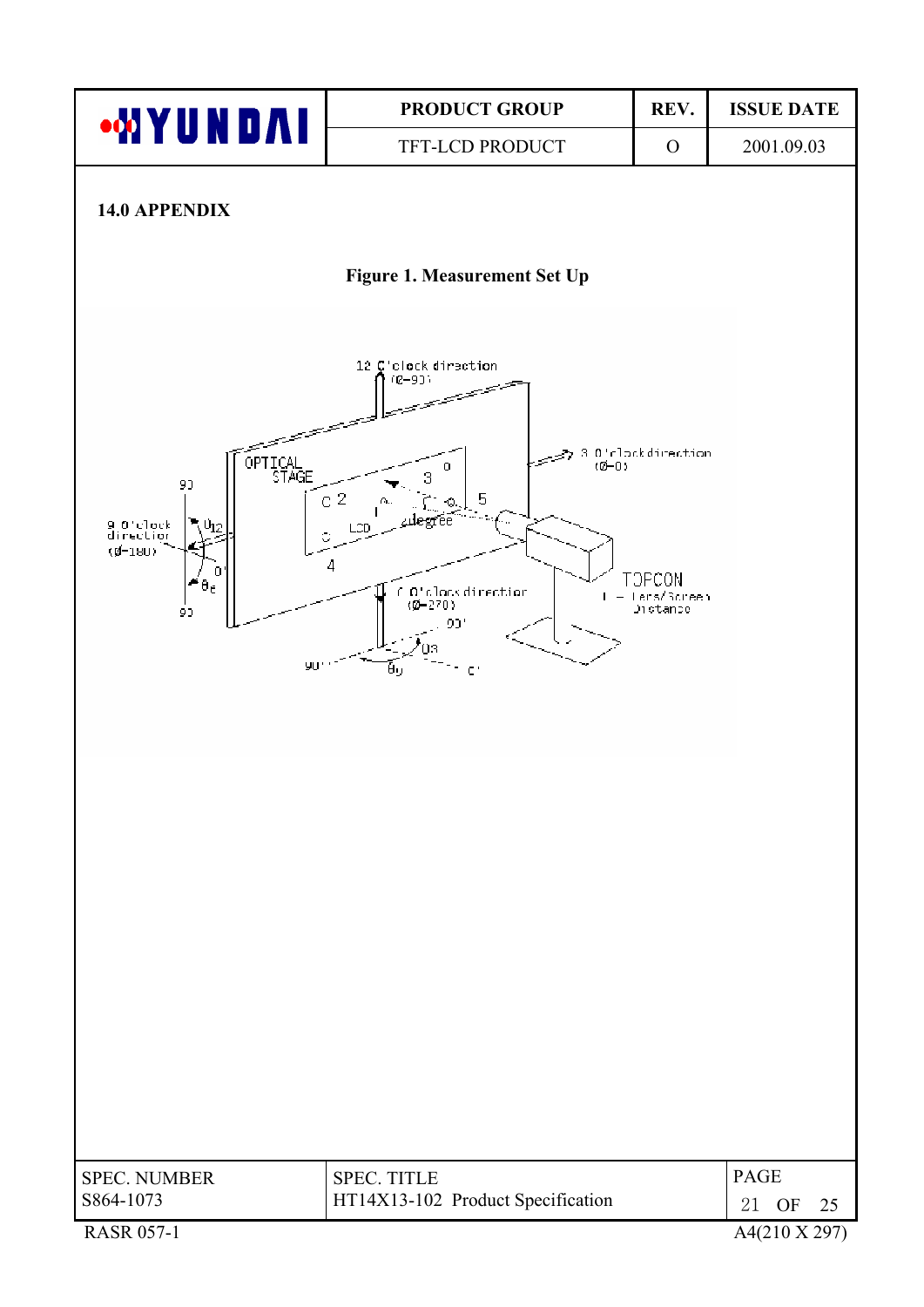## 14.0 APPENDIX

**Figure 1. Measurement Set Up**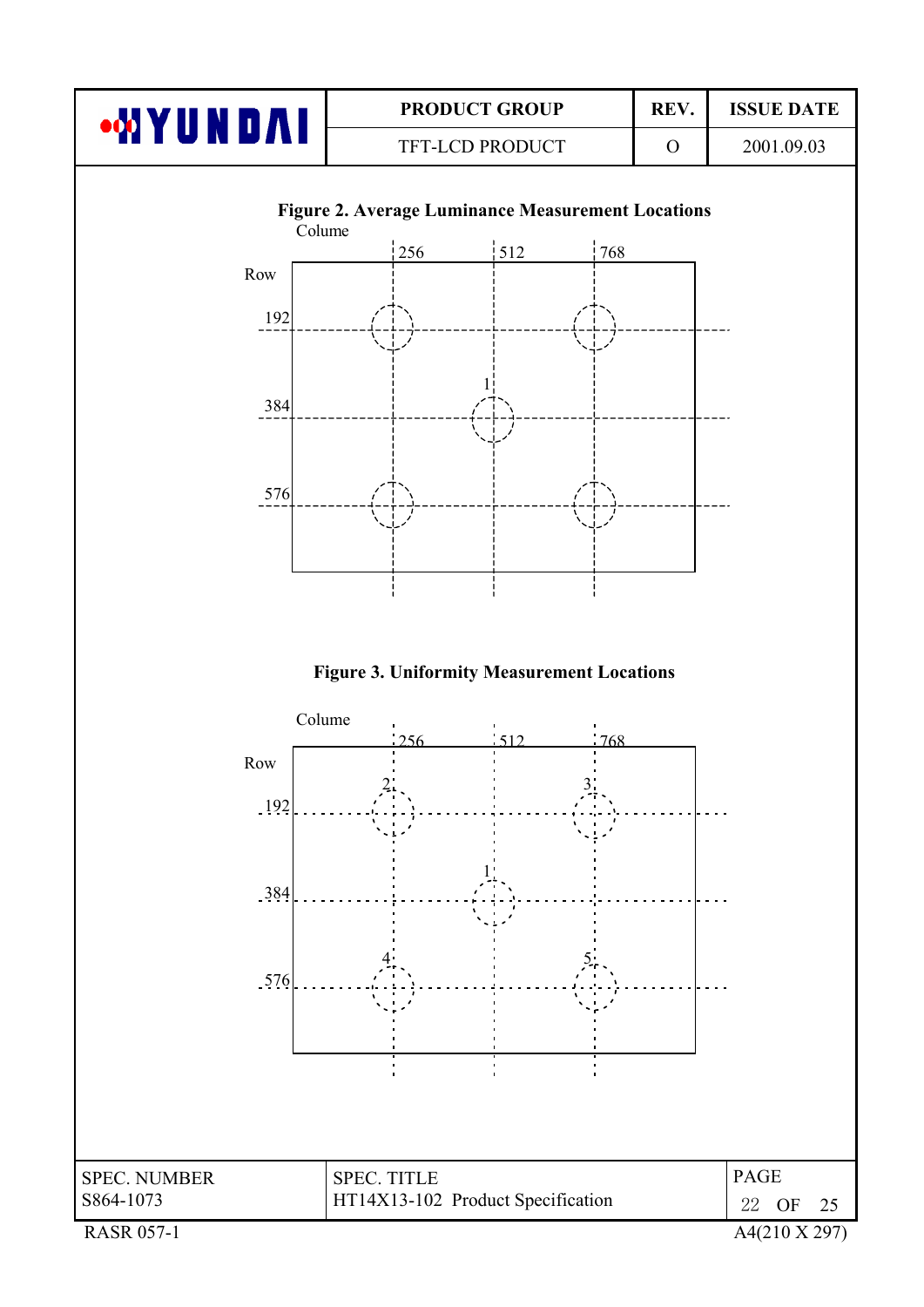**Figure 2. Average Luminance Measurement Locations**

Colume

256 512 768

Row

192

384

576

1

**Figure 3. Uniformity Measurement Locations**

Colume

256 512 768

Row

192

384

576

1 2 3 4 5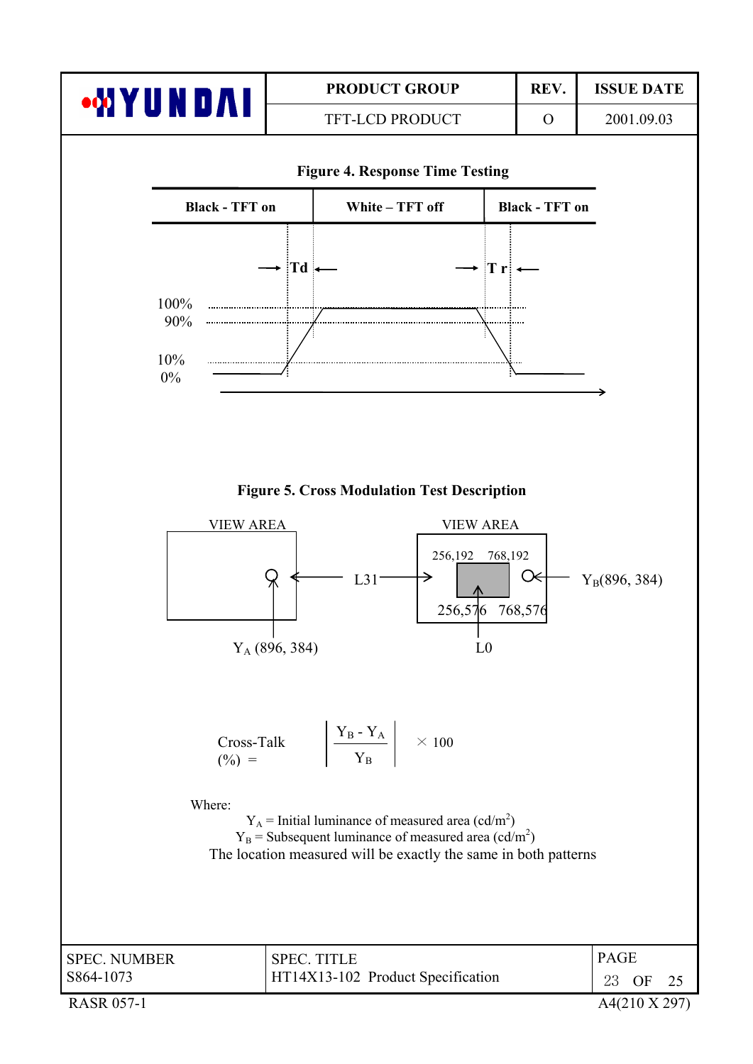**Figure 4. Response Time Testing**

| Black - TFT on | White – TFT off | Black - TFT on |
|---|---|---|

Td, Tr

100%
90%
10%
0%

**Figure 5. Cross Modulation Test Description**

VIEW AREA — $Y_A$ (896, 384)

L31

VIEW AREA — 256,192 768,192 256,576 768,576 — L0 — $Y_B$(896, 384)

$$\text{Cross-Talk } (\%) = \left| \frac{Y_B - Y_A}{Y_B} \right| \times 100$$

Where:

$Y_A$ = Initial luminance of measured area (cd/m$^2$)
$Y_B$ = Subsequent luminance of measured area (cd/m$^2$)
The location measured will be exactly the same in both patterns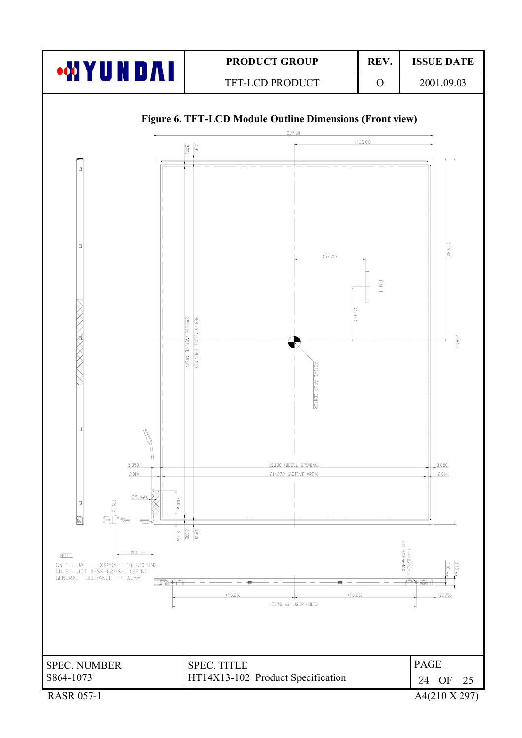# Figure 6. TFT-LCD Module Outline Dimensions (Front view)

NOTE

CN 1 : JAE FI-XB20S-HF10 (20PIN)
CN 2 : JST BHSR-02VS-1 (2PIN)
GENERAL TOLERANCE : ± 0.5mm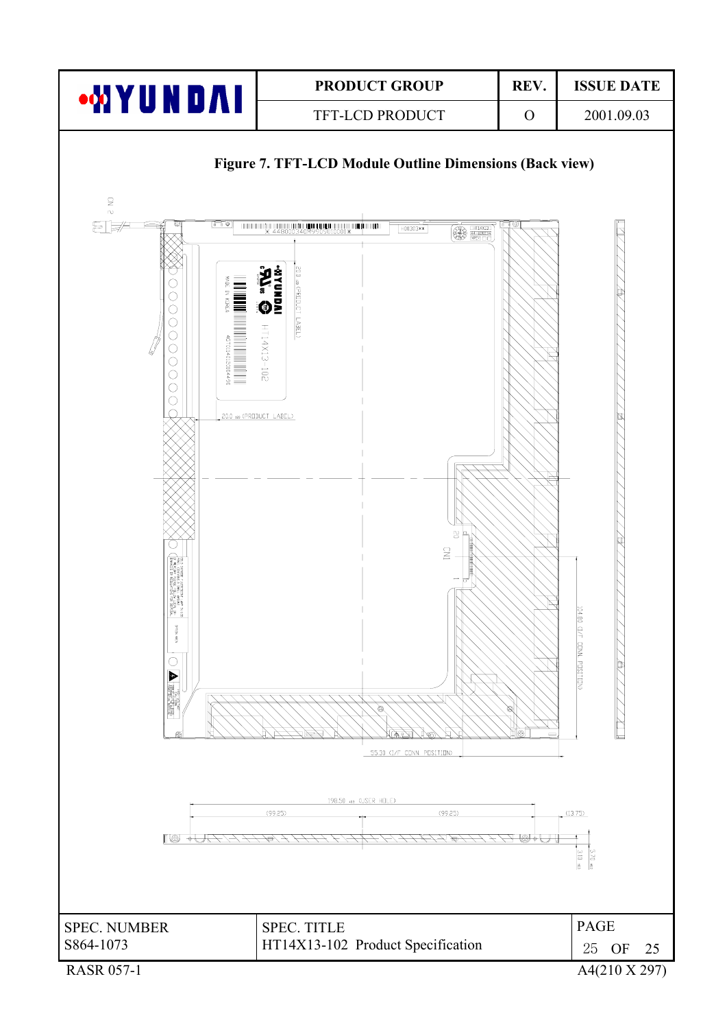# Figure 7. TFT-LCD Module Outline Dimensions (Back view)

CN 2

CN1

20.0 (PRODUCT LABEL)

HT14X13-102

MADE IN KOREA

204.80 (I/F CONN. POSITION)

55.30 (I/F CONN. POSITION)

198.50 (USER HOLE)

(99.25)

(99.25)

(13.75)